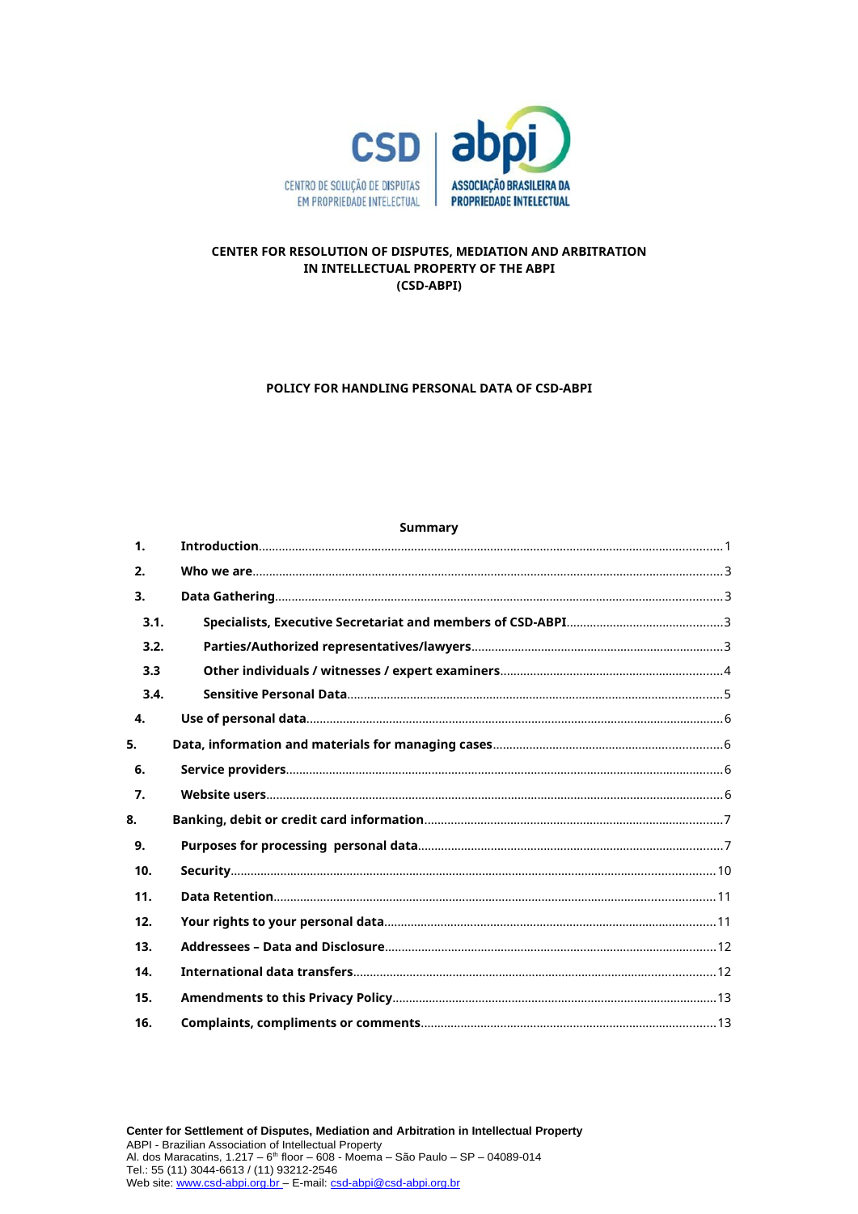CSD — CENTRO DE SOLUÇÃO DE DISPUTAS EM PROPRIEDADE INTELECTUAL | abpi — ASSOCIAÇÃO BRASILEIRA DA PROPRIEDADE INTELECTUAL

**CENTER FOR RESOLUTION OF DISPUTES, MEDIATION AND ARBITRATION IN INTELLECTUAL PROPERTY OF THE ABPI (CSD-ABPI)**

**POLICY FOR HANDLING PERSONAL DATA OF CSD-ABPI**

**Summary**

| | | |
|---|---|---|
| **1.** | **Introduction** | 1 |
| **2.** | **Who we are** | 3 |
| **3.** | **Data Gathering** | 3 |
| **3.1.** | **Specialists, Executive Secretariat and members of CSD-ABPI** | 3 |
| **3.2.** | **Parties/Authorized representatives/lawyers** | 3 |
| **3.3** | **Other individuals / witnesses / expert examiners** | 4 |
| **3.4.** | **Sensitive Personal Data** | 5 |
| **4.** | **Use of personal data** | 6 |
| **5.** | **Data, information and materials for managing cases** | 6 |
| **6.** | **Service providers** | 6 |
| **7.** | **Website users** | 6 |
| **8.** | **Banking, debit or credit card information** | 7 |
| **9.** | **Purposes for processing personal data** | 7 |
| **10.** | **Security** | 10 |
| **11.** | **Data Retention** | 11 |
| **12.** | **Your rights to your personal data** | 11 |
| **13.** | **Addressees – Data and Disclosure** | 12 |
| **14.** | **International data transfers** | 12 |
| **15.** | **Amendments to this Privacy Policy** | 13 |
| **16.** | **Complaints, compliments or comments** | 13 |

**Center for Settlement of Disputes, Mediation and Arbitration in Intellectual Property**
ABPI - Brazilian Association of Intellectual Property
Al. dos Maracatins, 1.217 – 6th floor – 608 - Moema – São Paulo – SP – 04089-014
Tel.: 55 (11) 3044-6613 / (11) 93212-2546
Web site: www.csd-abpi.org.br – E-mail: csd-abpi@csd-abpi.org.br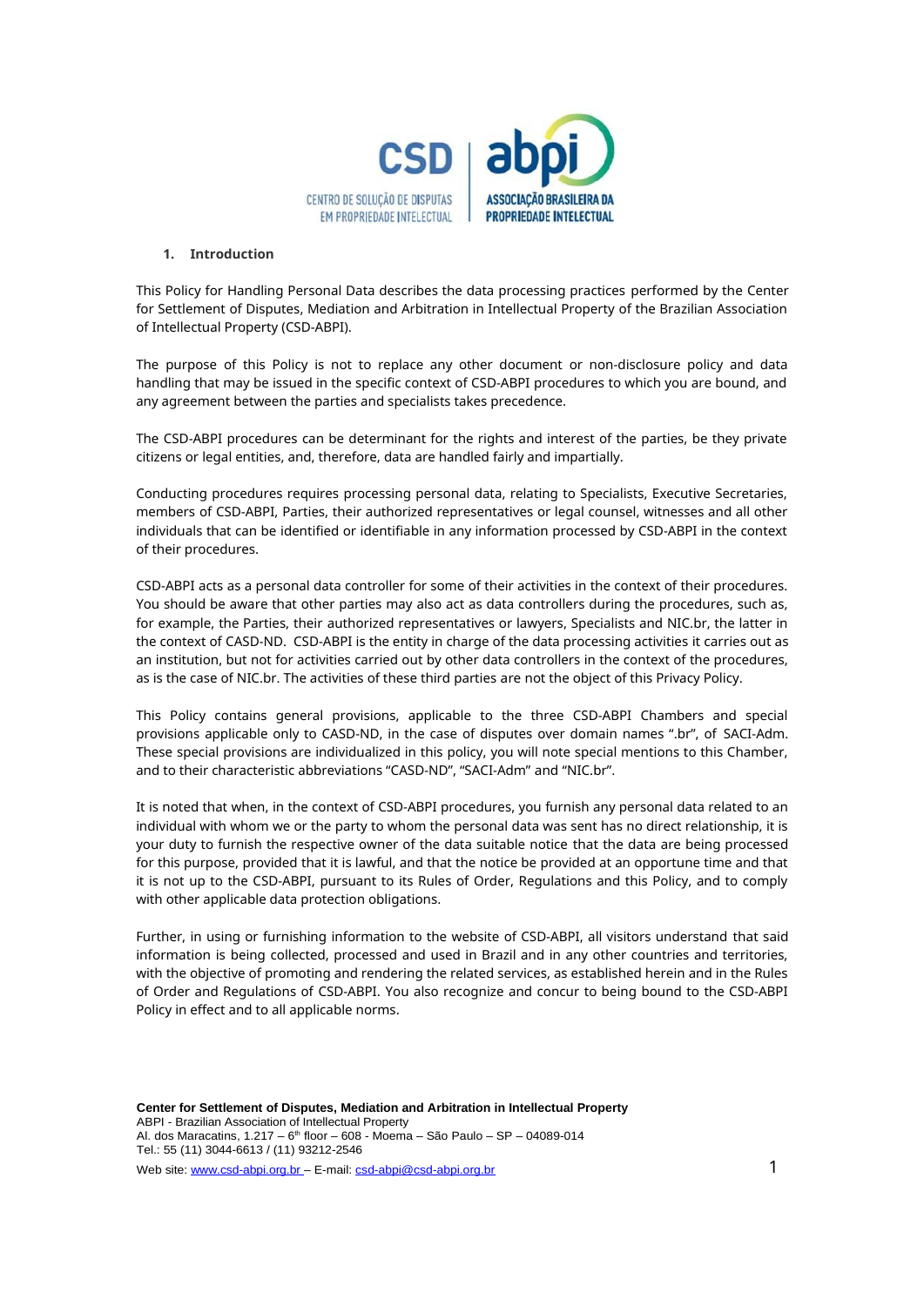## 1. Introduction

This Policy for Handling Personal Data describes the data processing practices performed by the Center for Settlement of Disputes, Mediation and Arbitration in Intellectual Property of the Brazilian Association of Intellectual Property (CSD-ABPI).

The purpose of this Policy is not to replace any other document or non-disclosure policy and data handling that may be issued in the specific context of CSD-ABPI procedures to which you are bound, and any agreement between the parties and specialists takes precedence.

The CSD-ABPI procedures can be determinant for the rights and interest of the parties, be they private citizens or legal entities, and, therefore, data are handled fairly and impartially.

Conducting procedures requires processing personal data, relating to Specialists, Executive Secretaries, members of CSD-ABPI, Parties, their authorized representatives or legal counsel, witnesses and all other individuals that can be identified or identifiable in any information processed by CSD-ABPI in the context of their procedures.

CSD-ABPI acts as a personal data controller for some of their activities in the context of their procedures. You should be aware that other parties may also act as data controllers during the procedures, such as, for example, the Parties, their authorized representatives or lawyers, Specialists and NIC.br, the latter in the context of CASD-ND. CSD-ABPI is the entity in charge of the data processing activities it carries out as an institution, but not for activities carried out by other data controllers in the context of the procedures, as is the case of NIC.br. The activities of these third parties are not the object of this Privacy Policy.

This Policy contains general provisions, applicable to the three CSD-ABPI Chambers and special provisions applicable only to CASD-ND, in the case of disputes over domain names ".br", of SACI-Adm. These special provisions are individualized in this policy, you will note special mentions to this Chamber, and to their characteristic abbreviations "CASD-ND", "SACI-Adm" and "NIC.br".

It is noted that when, in the context of CSD-ABPI procedures, you furnish any personal data related to an individual with whom we or the party to whom the personal data was sent has no direct relationship, it is your duty to furnish the respective owner of the data suitable notice that the data are being processed for this purpose, provided that it is lawful, and that the notice be provided at an opportune time and that it is not up to the CSD-ABPI, pursuant to its Rules of Order, Regulations and this Policy, and to comply with other applicable data protection obligations.

Further, in using or furnishing information to the website of CSD-ABPI, all visitors understand that said information is being collected, processed and used in Brazil and in any other countries and territories, with the objective of promoting and rendering the related services, as established herein and in the Rules of Order and Regulations of CSD-ABPI. You also recognize and concur to being bound to the CSD-ABPI Policy in effect and to all applicable norms.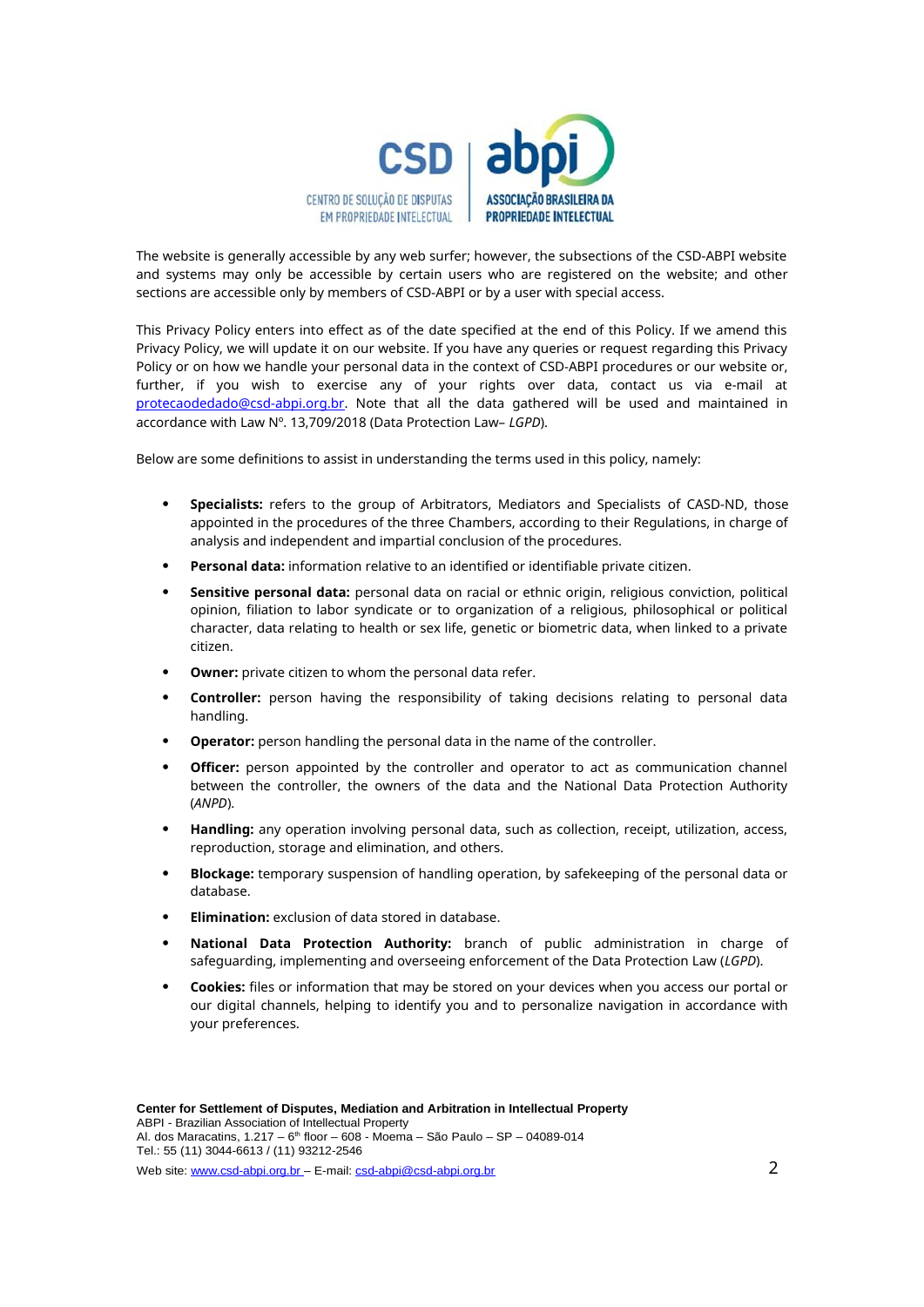The website is generally accessible by any web surfer; however, the subsections of the CSD-ABPI website and systems may only be accessible by certain users who are registered on the website; and other sections are accessible only by members of CSD-ABPI or by a user with special access.

This Privacy Policy enters into effect as of the date specified at the end of this Policy. If we amend this Privacy Policy, we will update it on our website. If you have any queries or request regarding this Privacy Policy or on how we handle your personal data in the context of CSD-ABPI procedures or our website or, further, if you wish to exercise any of your rights over data, contact us via e-mail at protecaodedado@csd-abpi.org.br. Note that all the data gathered will be used and maintained in accordance with Law Nº. 13,709/2018 (Data Protection Law– *LGPD*).

Below are some definitions to assist in understanding the terms used in this policy, namely:

- **Specialists:** refers to the group of Arbitrators, Mediators and Specialists of CASD-ND, those appointed in the procedures of the three Chambers, according to their Regulations, in charge of analysis and independent and impartial conclusion of the procedures.
- **Personal data:** information relative to an identified or identifiable private citizen.
- **Sensitive personal data:** personal data on racial or ethnic origin, religious conviction, political opinion, filiation to labor syndicate or to organization of a religious, philosophical or political character, data relating to health or sex life, genetic or biometric data, when linked to a private citizen.
- **Owner:** private citizen to whom the personal data refer.
- **Controller:** person having the responsibility of taking decisions relating to personal data handling.
- **Operator:** person handling the personal data in the name of the controller.
- **Officer:** person appointed by the controller and operator to act as communication channel between the controller, the owners of the data and the National Data Protection Authority (*ANPD*).
- **Handling:** any operation involving personal data, such as collection, receipt, utilization, access, reproduction, storage and elimination, and others.
- **Blockage:** temporary suspension of handling operation, by safekeeping of the personal data or database.
- **Elimination:** exclusion of data stored in database.
- **National Data Protection Authority:** branch of public administration in charge of safeguarding, implementing and overseeing enforcement of the Data Protection Law (*LGPD*).
- **Cookies:** files or information that may be stored on your devices when you access our portal or our digital channels, helping to identify you and to personalize navigation in accordance with your preferences.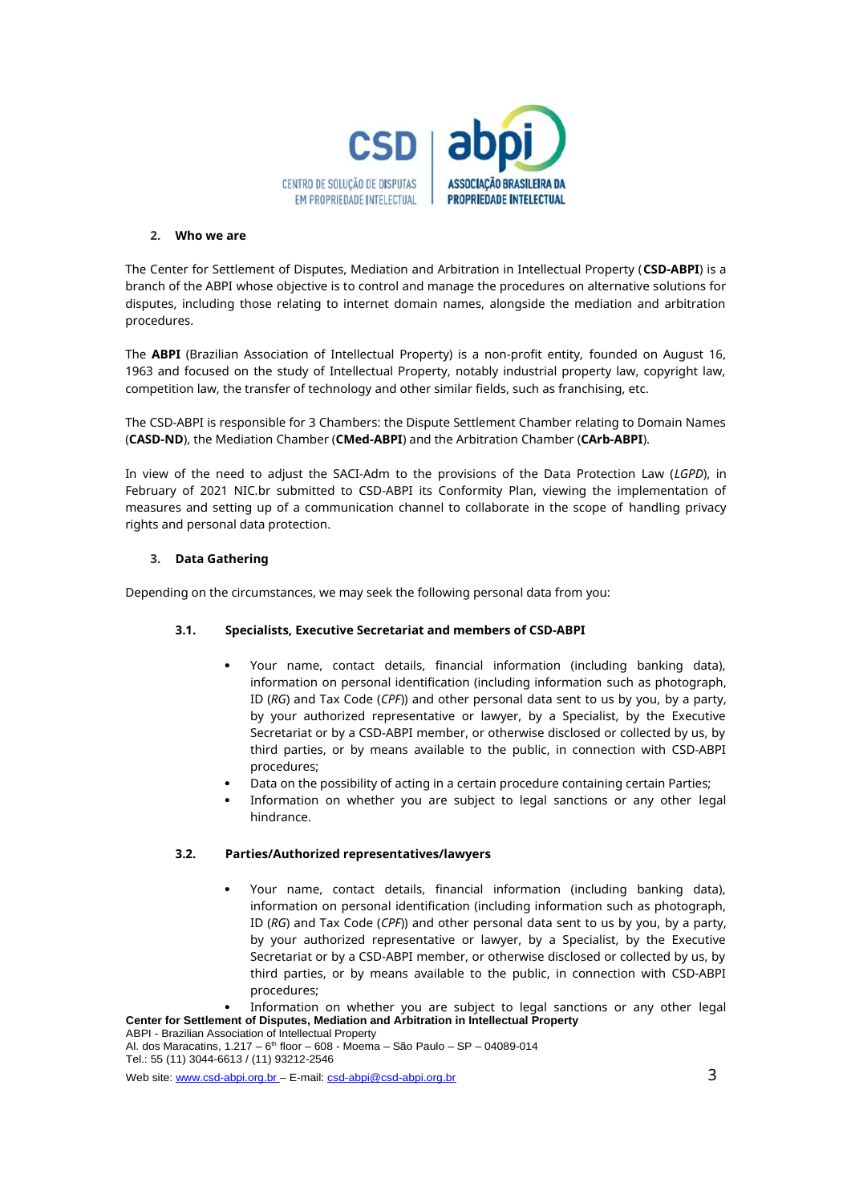## 2. Who we are

The Center for Settlement of Disputes, Mediation and Arbitration in Intellectual Property (**CSD-ABPI**) is a branch of the ABPI whose objective is to control and manage the procedures on alternative solutions for disputes, including those relating to internet domain names, alongside the mediation and arbitration procedures.

The **ABPI** (Brazilian Association of Intellectual Property) is a non-profit entity, founded on August 16, 1963 and focused on the study of Intellectual Property, notably industrial property law, copyright law, competition law, the transfer of technology and other similar fields, such as franchising, etc.

The CSD-ABPI is responsible for 3 Chambers: the Dispute Settlement Chamber relating to Domain Names (**CASD-ND**), the Mediation Chamber (**CMed-ABPI**) and the Arbitration Chamber (**CArb-ABPI**).

In view of the need to adjust the SACI-Adm to the provisions of the Data Protection Law (*LGPD*), in February of 2021 NIC.br submitted to CSD-ABPI its Conformity Plan, viewing the implementation of measures and setting up of a communication channel to collaborate in the scope of handling privacy rights and personal data protection.

## 3. Data Gathering

Depending on the circumstances, we may seek the following personal data from you:

### 3.1. Specialists, Executive Secretariat and members of CSD-ABPI

- Your name, contact details, financial information (including banking data), information on personal identification (including information such as photograph, ID (*RG*) and Tax Code (*CPF*)) and other personal data sent to us by you, by a party, by your authorized representative or lawyer, by a Specialist, by the Executive Secretariat or by a CSD-ABPI member, or otherwise disclosed or collected by us, by third parties, or by means available to the public, in connection with CSD-ABPI procedures;
- Data on the possibility of acting in a certain procedure containing certain Parties;
- Information on whether you are subject to legal sanctions or any other legal hindrance.

### 3.2. Parties/Authorized representatives/lawyers

- Your name, contact details, financial information (including banking data), information on personal identification (including information such as photograph, ID (*RG*) and Tax Code (*CPF*)) and other personal data sent to us by you, by a party, by your authorized representative or lawyer, by a Specialist, by the Executive Secretariat or by a CSD-ABPI member, or otherwise disclosed or collected by us, by third parties, or by means available to the public, in connection with CSD-ABPI procedures;
- Information on whether you are subject to legal sanctions or any other legal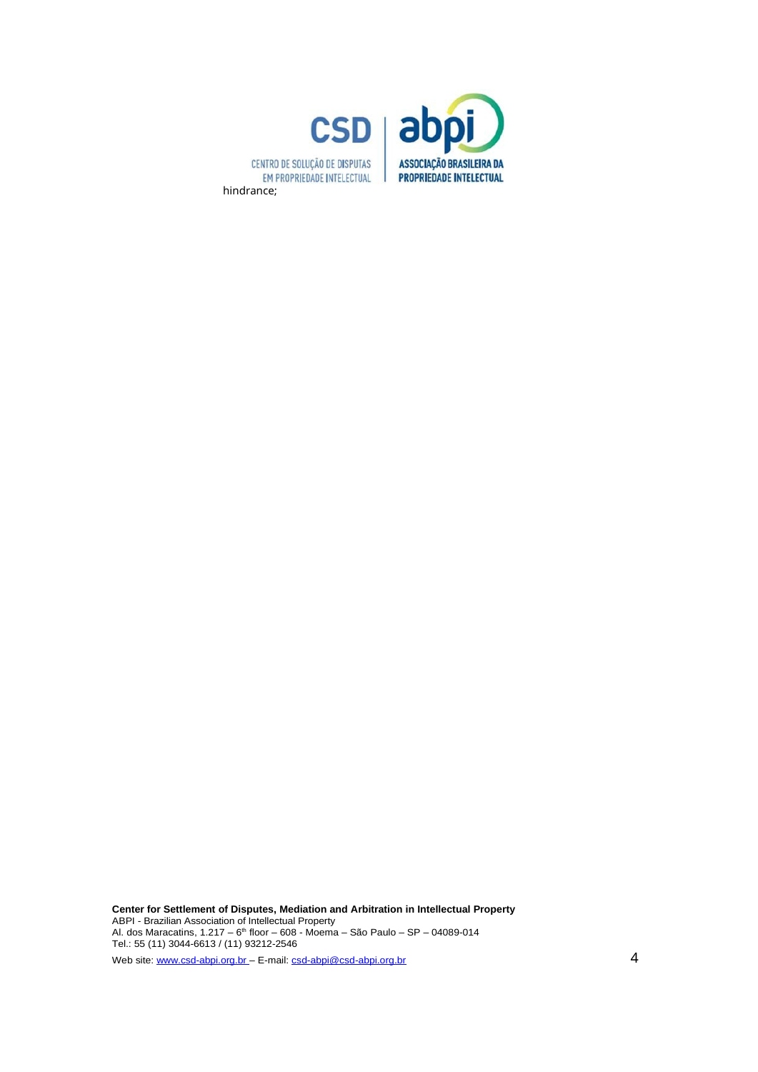hindrance;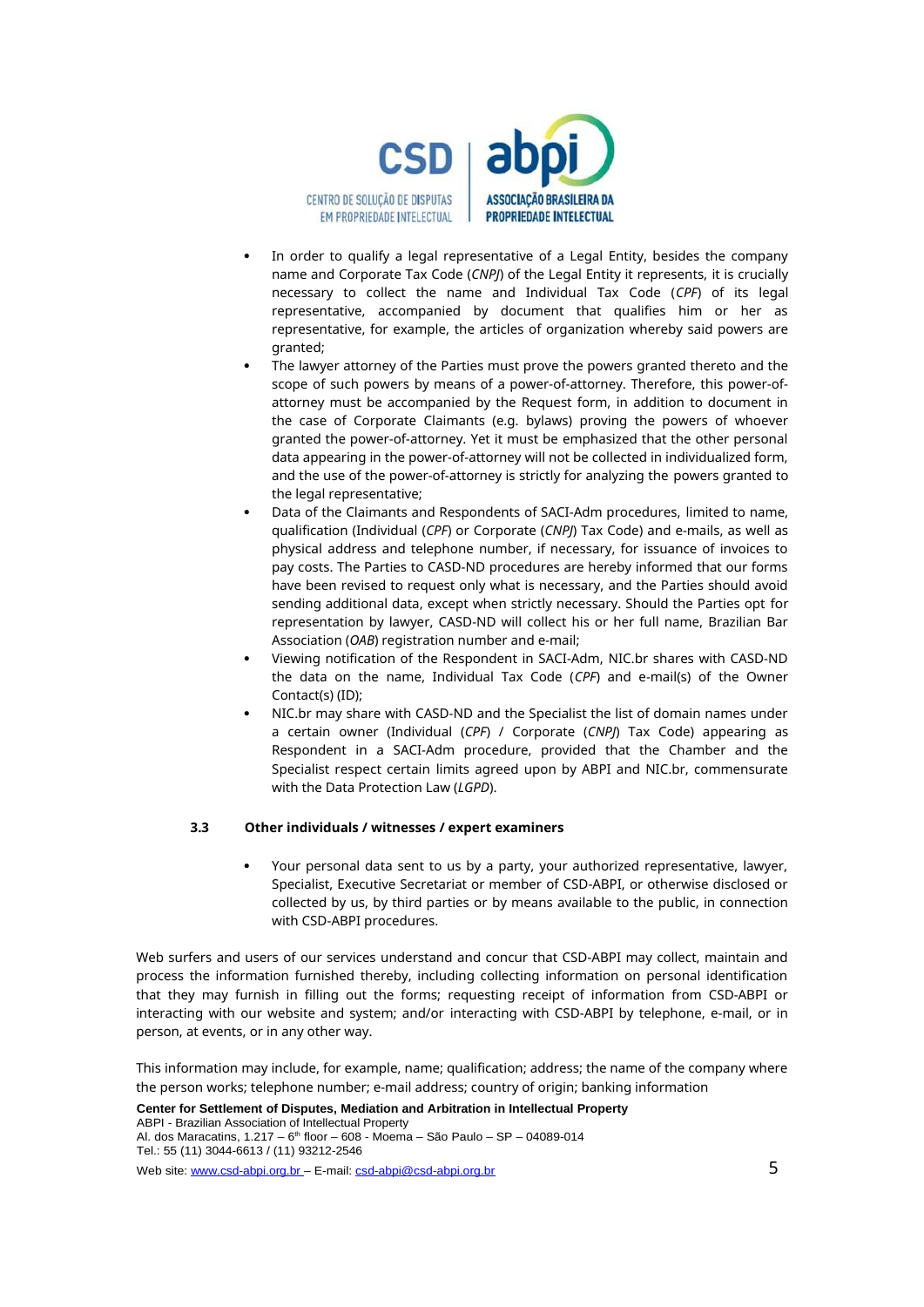- In order to qualify a legal representative of a Legal Entity, besides the company name and Corporate Tax Code (*CNPJ*) of the Legal Entity it represents, it is crucially necessary to collect the name and Individual Tax Code (*CPF*) of its legal representative, accompanied by document that qualifies him or her as representative, for example, the articles of organization whereby said powers are granted;
- The lawyer attorney of the Parties must prove the powers granted thereto and the scope of such powers by means of a power-of-attorney. Therefore, this power-of-attorney must be accompanied by the Request form, in addition to document in the case of Corporate Claimants (e.g. bylaws) proving the powers of whoever granted the power-of-attorney. Yet it must be emphasized that the other personal data appearing in the power-of-attorney will not be collected in individualized form, and the use of the power-of-attorney is strictly for analyzing the powers granted to the legal representative;
- Data of the Claimants and Respondents of SACI-Adm procedures, limited to name, qualification (Individual (*CPF*) or Corporate (*CNPJ*) Tax Code) and e-mails, as well as physical address and telephone number, if necessary, for issuance of invoices to pay costs. The Parties to CASD-ND procedures are hereby informed that our forms have been revised to request only what is necessary, and the Parties should avoid sending additional data, except when strictly necessary. Should the Parties opt for representation by lawyer, CASD-ND will collect his or her full name, Brazilian Bar Association (*OAB*) registration number and e-mail;
- Viewing notification of the Respondent in SACI-Adm, NIC.br shares with CASD-ND the data on the name, Individual Tax Code (*CPF*) and e-mail(s) of the Owner Contact(s) (ID);
- NIC.br may share with CASD-ND and the Specialist the list of domain names under a certain owner (Individual (*CPF*) / Corporate (*CNPJ*) Tax Code) appearing as Respondent in a SACI-Adm procedure, provided that the Chamber and the Specialist respect certain limits agreed upon by ABPI and NIC.br, commensurate with the Data Protection Law (*LGPD*).

### 3.3 Other individuals / witnesses / expert examiners

- Your personal data sent to us by a party, your authorized representative, lawyer, Specialist, Executive Secretariat or member of CSD-ABPI, or otherwise disclosed or collected by us, by third parties or by means available to the public, in connection with CSD-ABPI procedures.

Web surfers and users of our services understand and concur that CSD-ABPI may collect, maintain and process the information furnished thereby, including collecting information on personal identification that they may furnish in filling out the forms; requesting receipt of information from CSD-ABPI or interacting with our website and system; and/or interacting with CSD-ABPI by telephone, e-mail, or in person, at events, or in any other way.

This information may include, for example, name; qualification; address; the name of the company where the person works; telephone number; e-mail address; country of origin; banking information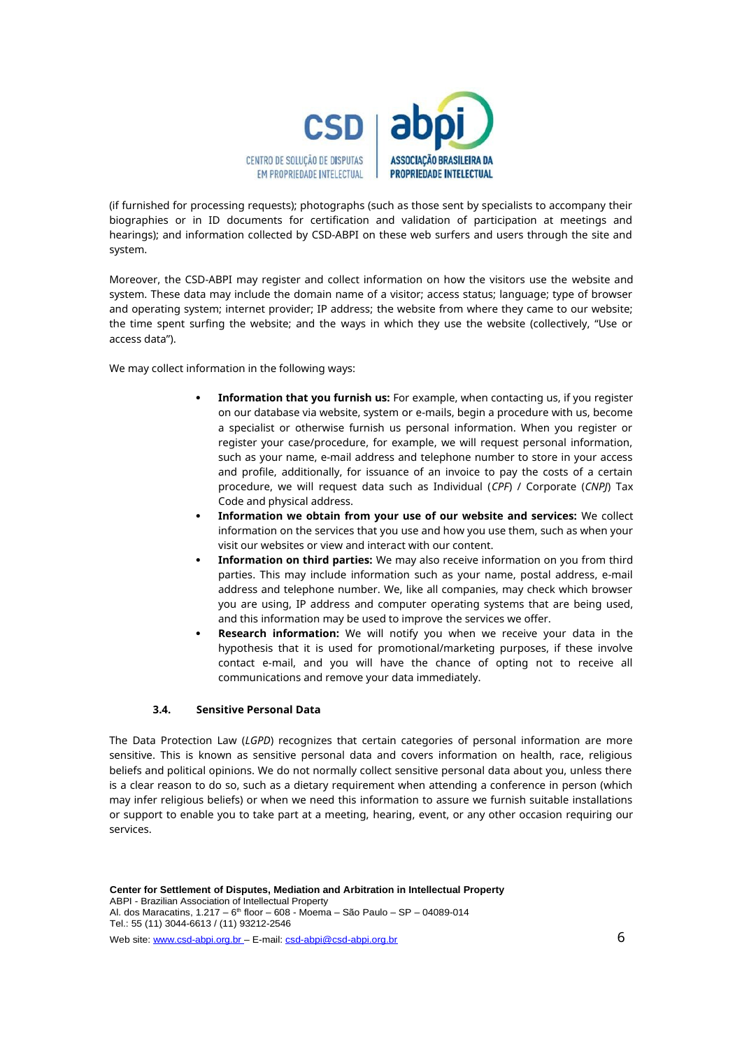(if furnished for processing requests); photographs (such as those sent by specialists to accompany their biographies or in ID documents for certification and validation of participation at meetings and hearings); and information collected by CSD-ABPI on these web surfers and users through the site and system.

Moreover, the CSD-ABPI may register and collect information on how the visitors use the website and system. These data may include the domain name of a visitor; access status; language; type of browser and operating system; internet provider; IP address; the website from where they came to our website; the time spent surfing the website; and the ways in which they use the website (collectively, "Use or access data").

We may collect information in the following ways:

- **Information that you furnish us:** For example, when contacting us, if you register on our database via website, system or e-mails, begin a procedure with us, become a specialist or otherwise furnish us personal information. When you register or register your case/procedure, for example, we will request personal information, such as your name, e-mail address and telephone number to store in your access and profile, additionally, for issuance of an invoice to pay the costs of a certain procedure, we will request data such as Individual (*CPF*) / Corporate (*CNPJ*) Tax Code and physical address.
- **Information we obtain from your use of our website and services:** We collect information on the services that you use and how you use them, such as when your visit our websites or view and interact with our content.
- **Information on third parties:** We may also receive information on you from third parties. This may include information such as your name, postal address, e-mail address and telephone number. We, like all companies, may check which browser you are using, IP address and computer operating systems that are being used, and this information may be used to improve the services we offer.
- **Research information:** We will notify you when we receive your data in the hypothesis that it is used for promotional/marketing purposes, if these involve contact e-mail, and you will have the chance of opting not to receive all communications and remove your data immediately.

### 3.4. Sensitive Personal Data

The Data Protection Law (*LGPD*) recognizes that certain categories of personal information are more sensitive. This is known as sensitive personal data and covers information on health, race, religious beliefs and political opinions. We do not normally collect sensitive personal data about you, unless there is a clear reason to do so, such as a dietary requirement when attending a conference in person (which may infer religious beliefs) or when we need this information to assure we furnish suitable installations or support to enable you to take part at a meeting, hearing, event, or any other occasion requiring our services.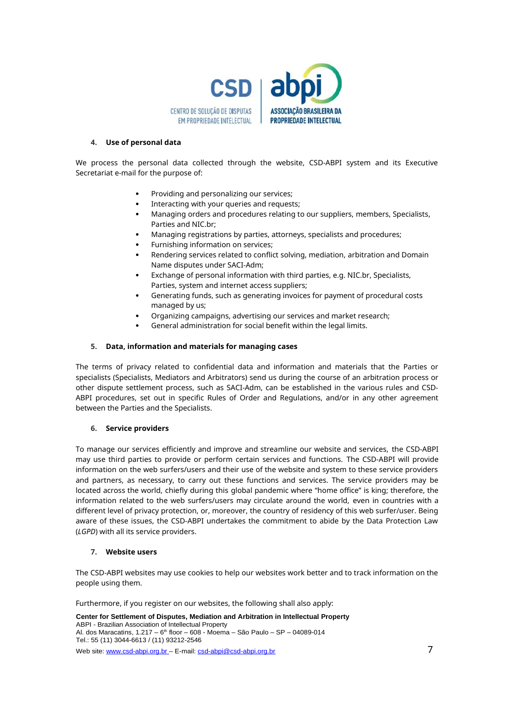## 4. Use of personal data

We process the personal data collected through the website, CSD-ABPI system and its Executive Secretariat e-mail for the purpose of:

- Providing and personalizing our services;
- Interacting with your queries and requests;
- Managing orders and procedures relating to our suppliers, members, Specialists, Parties and NIC.br;
- Managing registrations by parties, attorneys, specialists and procedures;
- Furnishing information on services;
- Rendering services related to conflict solving, mediation, arbitration and Domain Name disputes under SACI-Adm;
- Exchange of personal information with third parties, e.g. NIC.br, Specialists, Parties, system and internet access suppliers;
- Generating funds, such as generating invoices for payment of procedural costs managed by us;
- Organizing campaigns, advertising our services and market research;
- General administration for social benefit within the legal limits.

## 5. Data, information and materials for managing cases

The terms of privacy related to confidential data and information and materials that the Parties or specialists (Specialists, Mediators and Arbitrators) send us during the course of an arbitration process or other dispute settlement process, such as SACI-Adm, can be established in the various rules and CSD-ABPI procedures, set out in specific Rules of Order and Regulations, and/or in any other agreement between the Parties and the Specialists.

## 6. Service providers

To manage our services efficiently and improve and streamline our website and services, the CSD-ABPI may use third parties to provide or perform certain services and functions. The CSD-ABPI will provide information on the web surfers/users and their use of the website and system to these service providers and partners, as necessary, to carry out these functions and services. The service providers may be located across the world, chiefly during this global pandemic where "home office" is king; therefore, the information related to the web surfers/users may circulate around the world, even in countries with a different level of privacy protection, or, moreover, the country of residency of this web surfer/user. Being aware of these issues, the CSD-ABPI undertakes the commitment to abide by the Data Protection Law (*LGPD*) with all its service providers.

## 7. Website users

The CSD-ABPI websites may use cookies to help our websites work better and to track information on the people using them.

Furthermore, if you register on our websites, the following shall also apply: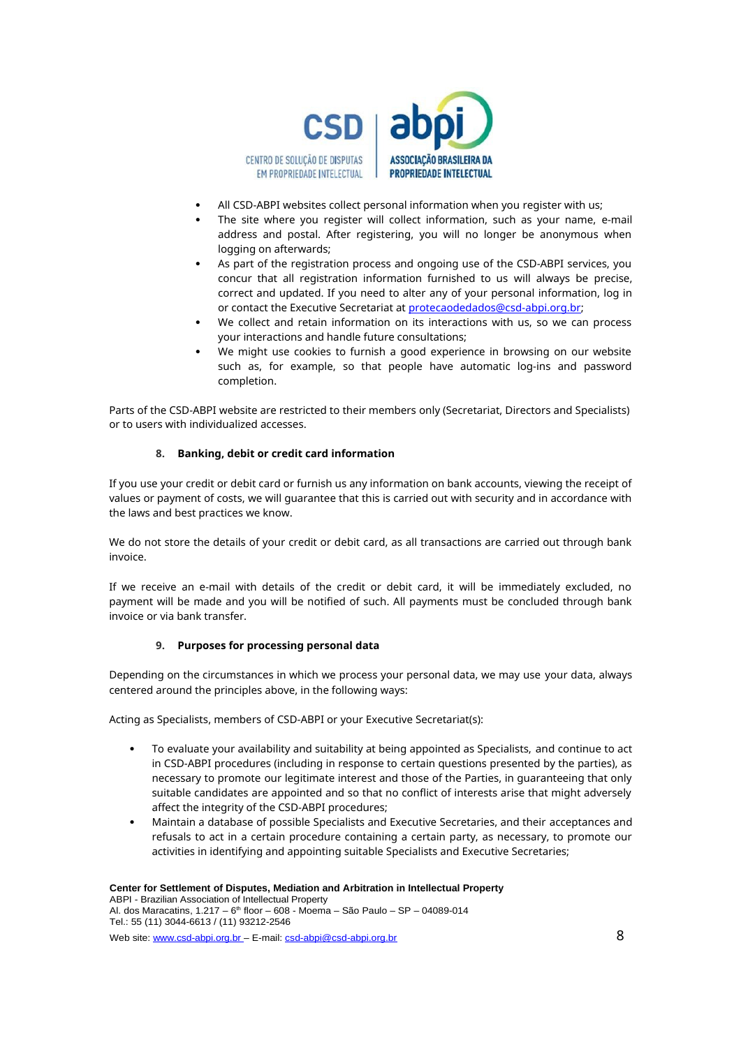- All CSD-ABPI websites collect personal information when you register with us;
- The site where you register will collect information, such as your name, e-mail address and postal. After registering, you will no longer be anonymous when logging on afterwards;
- As part of the registration process and ongoing use of the CSD-ABPI services, you concur that all registration information furnished to us will always be precise, correct and updated. If you need to alter any of your personal information, log in or contact the Executive Secretariat at protecaodedados@csd-abpi.org.br;
- We collect and retain information on its interactions with us, so we can process your interactions and handle future consultations;
- We might use cookies to furnish a good experience in browsing on our website such as, for example, so that people have automatic log-ins and password completion.

Parts of the CSD-ABPI website are restricted to their members only (Secretariat, Directors and Specialists) or to users with individualized accesses.

## 8. Banking, debit or credit card information

If you use your credit or debit card or furnish us any information on bank accounts, viewing the receipt of values or payment of costs, we will guarantee that this is carried out with security and in accordance with the laws and best practices we know.

We do not store the details of your credit or debit card, as all transactions are carried out through bank invoice.

If we receive an e-mail with details of the credit or debit card, it will be immediately excluded, no payment will be made and you will be notified of such. All payments must be concluded through bank invoice or via bank transfer.

## 9. Purposes for processing personal data

Depending on the circumstances in which we process your personal data, we may use your data, always centered around the principles above, in the following ways:

Acting as Specialists, members of CSD-ABPI or your Executive Secretariat(s):

- To evaluate your availability and suitability at being appointed as Specialists, and continue to act in CSD-ABPI procedures (including in response to certain questions presented by the parties), as necessary to promote our legitimate interest and those of the Parties, in guaranteeing that only suitable candidates are appointed and so that no conflict of interests arise that might adversely affect the integrity of the CSD-ABPI procedures;
- Maintain a database of possible Specialists and Executive Secretaries, and their acceptances and refusals to act in a certain procedure containing a certain party, as necessary, to promote our activities in identifying and appointing suitable Specialists and Executive Secretaries;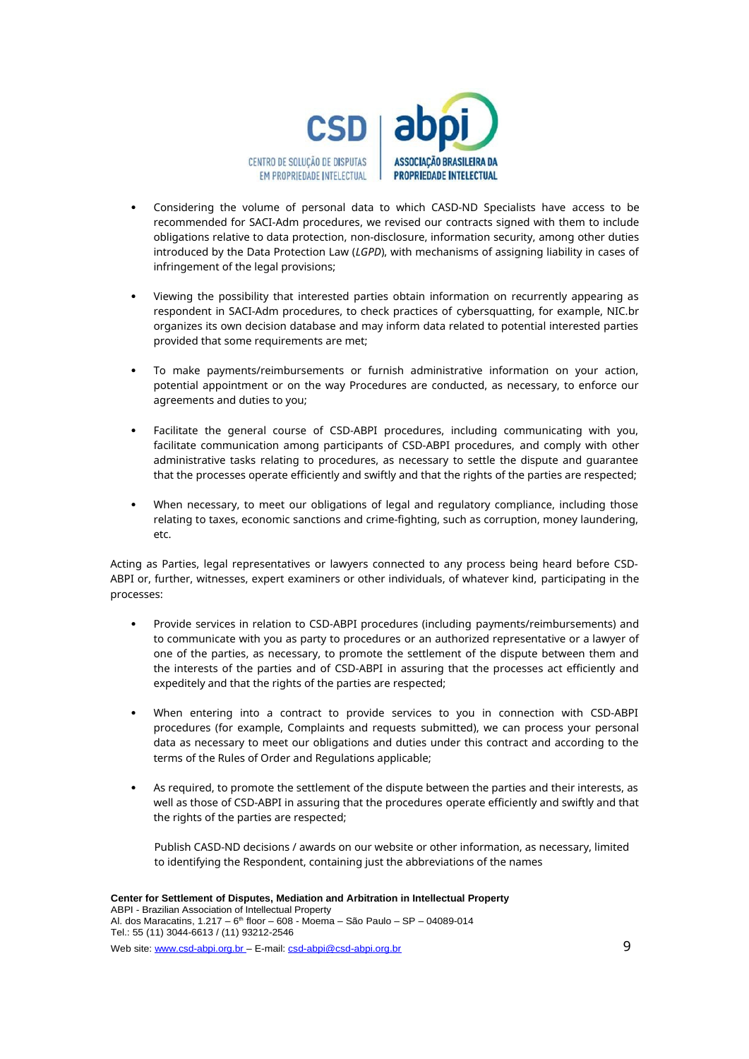- Considering the volume of personal data to which CASD-ND Specialists have access to be recommended for SACI-Adm procedures, we revised our contracts signed with them to include obligations relative to data protection, non-disclosure, information security, among other duties introduced by the Data Protection Law (*LGPD*), with mechanisms of assigning liability in cases of infringement of the legal provisions;

- Viewing the possibility that interested parties obtain information on recurrently appearing as respondent in SACI-Adm procedures, to check practices of cybersquatting, for example, NIC.br organizes its own decision database and may inform data related to potential interested parties provided that some requirements are met;

- To make payments/reimbursements or furnish administrative information on your action, potential appointment or on the way Procedures are conducted, as necessary, to enforce our agreements and duties to you;

- Facilitate the general course of CSD-ABPI procedures, including communicating with you, facilitate communication among participants of CSD-ABPI procedures, and comply with other administrative tasks relating to procedures, as necessary to settle the dispute and guarantee that the processes operate efficiently and swiftly and that the rights of the parties are respected;

- When necessary, to meet our obligations of legal and regulatory compliance, including those relating to taxes, economic sanctions and crime-fighting, such as corruption, money laundering, etc.

Acting as Parties, legal representatives or lawyers connected to any process being heard before CSD-ABPI or, further, witnesses, expert examiners or other individuals, of whatever kind, participating in the processes:

- Provide services in relation to CSD-ABPI procedures (including payments/reimbursements) and to communicate with you as party to procedures or an authorized representative or a lawyer of one of the parties, as necessary, to promote the settlement of the dispute between them and the interests of the parties and of CSD-ABPI in assuring that the processes act efficiently and expeditely and that the rights of the parties are respected;

- When entering into a contract to provide services to you in connection with CSD-ABPI procedures (for example, Complaints and requests submitted), we can process your personal data as necessary to meet our obligations and duties under this contract and according to the terms of the Rules of Order and Regulations applicable;

- As required, to promote the settlement of the dispute between the parties and their interests, as well as those of CSD-ABPI in assuring that the procedures operate efficiently and swiftly and that the rights of the parties are respected;

  Publish CASD-ND decisions / awards on our website or other information, as necessary, limited to identifying the Respondent, containing just the abbreviations of the names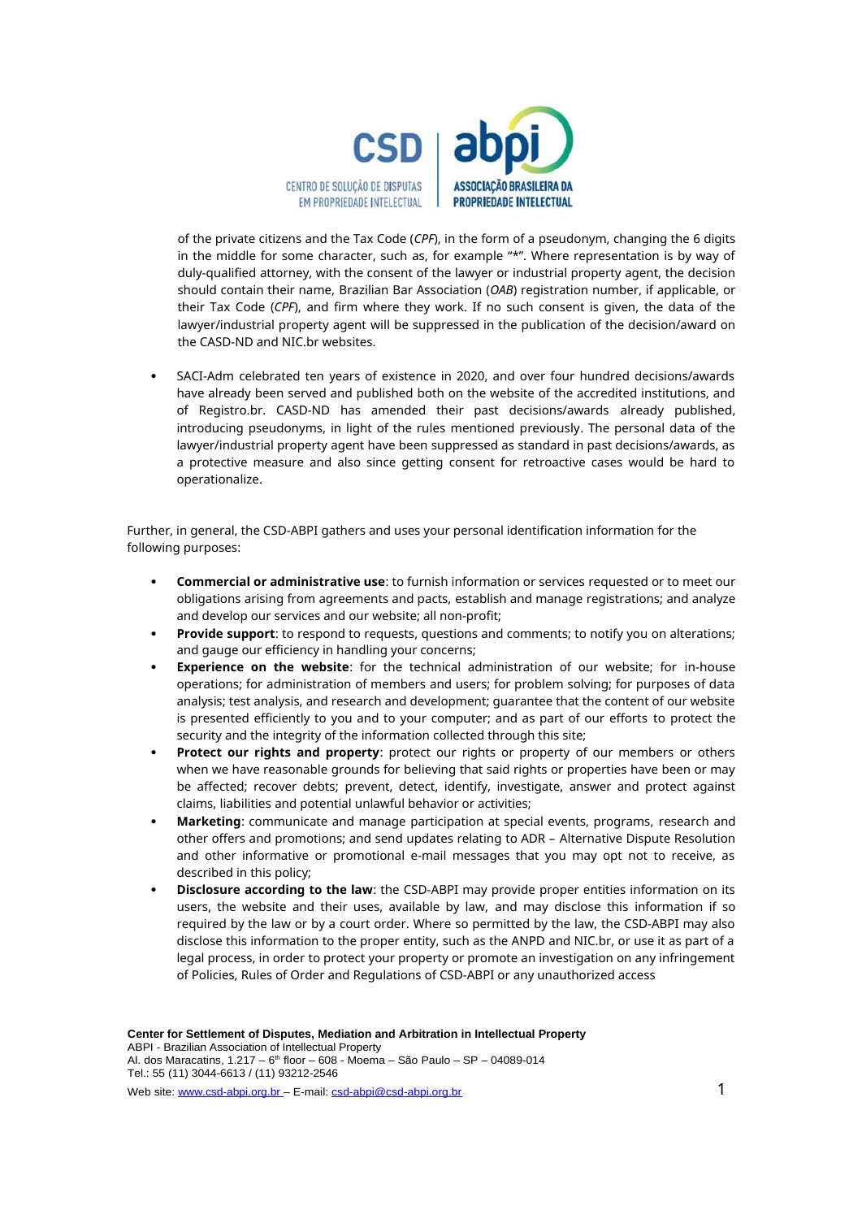of the private citizens and the Tax Code (*CPF*), in the form of a pseudonym, changing the 6 digits in the middle for some character, such as, for example "*". Where representation is by way of duly-qualified attorney, with the consent of the lawyer or industrial property agent, the decision should contain their name, Brazilian Bar Association (*OAB*) registration number, if applicable, or their Tax Code (*CPF*), and firm where they work. If no such consent is given, the data of the lawyer/industrial property agent will be suppressed in the publication of the decision/award on the CASD-ND and NIC.br websites.

- SACI-Adm celebrated ten years of existence in 2020, and over four hundred decisions/awards have already been served and published both on the website of the accredited institutions, and of Registro.br. CASD-ND has amended their past decisions/awards already published, introducing pseudonyms, in light of the rules mentioned previously. The personal data of the lawyer/industrial property agent have been suppressed as standard in past decisions/awards, as a protective measure and also since getting consent for retroactive cases would be hard to operationalize.

Further, in general, the CSD-ABPI gathers and uses your personal identification information for the following purposes:

- **Commercial or administrative use**: to furnish information or services requested or to meet our obligations arising from agreements and pacts, establish and manage registrations; and analyze and develop our services and our website; all non-profit;
- **Provide support**: to respond to requests, questions and comments; to notify you on alterations; and gauge our efficiency in handling your concerns;
- **Experience on the website**: for the technical administration of our website; for in-house operations; for administration of members and users; for problem solving; for purposes of data analysis; test analysis, and research and development; guarantee that the content of our website is presented efficiently to you and to your computer; and as part of our efforts to protect the security and the integrity of the information collected through this site;
- **Protect our rights and property**: protect our rights or property of our members or others when we have reasonable grounds for believing that said rights or properties have been or may be affected; recover debts; prevent, detect, identify, investigate, answer and protect against claims, liabilities and potential unlawful behavior or activities;
- **Marketing**: communicate and manage participation at special events, programs, research and other offers and promotions; and send updates relating to ADR – Alternative Dispute Resolution and other informative or promotional e-mail messages that you may opt not to receive, as described in this policy;
- **Disclosure according to the law**: the CSD-ABPI may provide proper entities information on its users, the website and their uses, available by law, and may disclose this information if so required by the law or by a court order. Where so permitted by the law, the CSD-ABPI may also disclose this information to the proper entity, such as the ANPD and NIC.br, or use it as part of a legal process, in order to protect your property or promote an investigation on any infringement of Policies, Rules of Order and Regulations of CSD-ABPI or any unauthorized access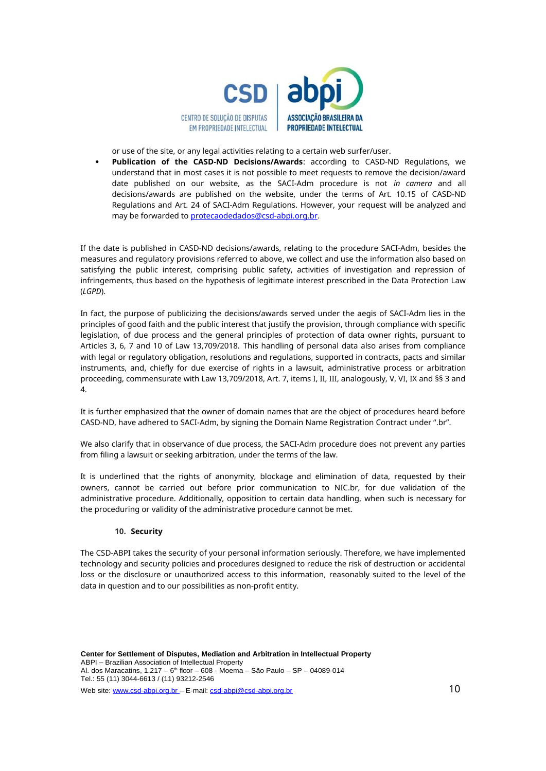or use of the site, or any legal activities relating to a certain web surfer/user.

- **Publication of the CASD-ND Decisions/Awards**: according to CASD-ND Regulations, we understand that in most cases it is not possible to meet requests to remove the decision/award date published on our website, as the SACI-Adm procedure is not *in camera* and all decisions/awards are published on the website, under the terms of Art. 10.15 of CASD-ND Regulations and Art. 24 of SACI-Adm Regulations. However, your request will be analyzed and may be forwarded to protecaodedados@csd-abpi.org.br.

If the date is published in CASD-ND decisions/awards, relating to the procedure SACI-Adm, besides the measures and regulatory provisions referred to above, we collect and use the information also based on satisfying the public interest, comprising public safety, activities of investigation and repression of infringements, thus based on the hypothesis of legitimate interest prescribed in the Data Protection Law (*LGPD*).

In fact, the purpose of publicizing the decisions/awards served under the aegis of SACI-Adm lies in the principles of good faith and the public interest that justify the provision, through compliance with specific legislation, of due process and the general principles of protection of data owner rights, pursuant to Articles 3, 6, 7 and 10 of Law 13,709/2018. This handling of personal data also arises from compliance with legal or regulatory obligation, resolutions and regulations, supported in contracts, pacts and similar instruments, and, chiefly for due exercise of rights in a lawsuit, administrative process or arbitration proceeding, commensurate with Law 13,709/2018, Art. 7, items I, II, III, analogously, V, VI, IX and §§ 3 and 4.

It is further emphasized that the owner of domain names that are the object of procedures heard before CASD-ND, have adhered to SACI-Adm, by signing the Domain Name Registration Contract under ".br".

We also clarify that in observance of due process, the SACI-Adm procedure does not prevent any parties from filing a lawsuit or seeking arbitration, under the terms of the law.

It is underlined that the rights of anonymity, blockage and elimination of data, requested by their owners, cannot be carried out before prior communication to NIC.br, for due validation of the administrative procedure. Additionally, opposition to certain data handling, when such is necessary for the proceduring or validity of the administrative procedure cannot be met.

## 10. Security

The CSD-ABPI takes the security of your personal information seriously. Therefore, we have implemented technology and security policies and procedures designed to reduce the risk of destruction or accidental loss or the disclosure or unauthorized access to this information, reasonably suited to the level of the data in question and to our possibilities as non-profit entity.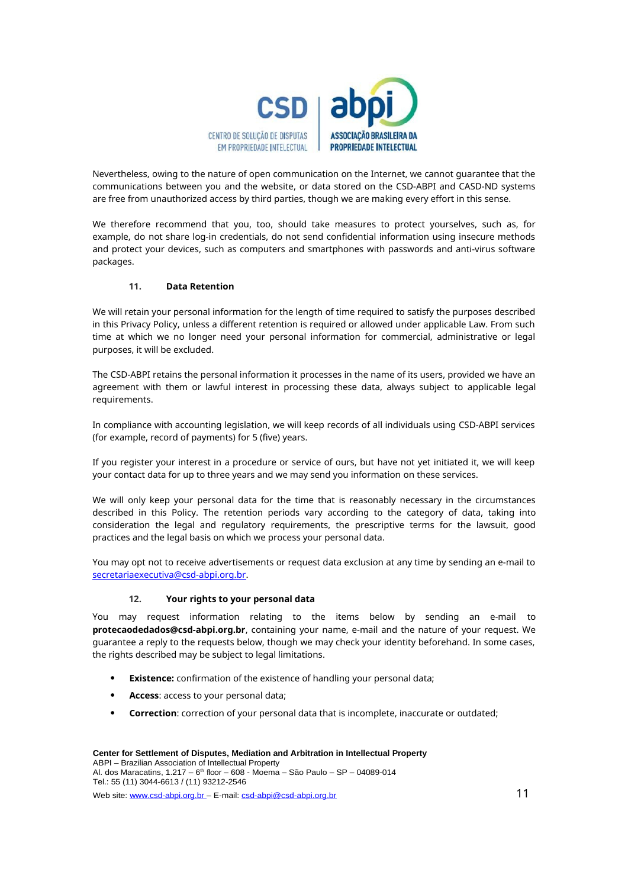Nevertheless, owing to the nature of open communication on the Internet, we cannot guarantee that the communications between you and the website, or data stored on the CSD-ABPI and CASD-ND systems are free from unauthorized access by third parties, though we are making every effort in this sense.

We therefore recommend that you, too, should take measures to protect yourselves, such as, for example, do not share log-in credentials, do not send confidential information using insecure methods and protect your devices, such as computers and smartphones with passwords and anti-virus software packages.

### 11. Data Retention

We will retain your personal information for the length of time required to satisfy the purposes described in this Privacy Policy, unless a different retention is required or allowed under applicable Law. From such time at which we no longer need your personal information for commercial, administrative or legal purposes, it will be excluded.

The CSD-ABPI retains the personal information it processes in the name of its users, provided we have an agreement with them or lawful interest in processing these data, always subject to applicable legal requirements.

In compliance with accounting legislation, we will keep records of all individuals using CSD-ABPI services (for example, record of payments) for 5 (five) years.

If you register your interest in a procedure or service of ours, but have not yet initiated it, we will keep your contact data for up to three years and we may send you information on these services.

We will only keep your personal data for the time that is reasonably necessary in the circumstances described in this Policy. The retention periods vary according to the category of data, taking into consideration the legal and regulatory requirements, the prescriptive terms for the lawsuit, good practices and the legal basis on which we process your personal data.

You may opt not to receive advertisements or request data exclusion at any time by sending an e-mail to secretariaexecutiva@csd-abpi.org.br.

### 12. Your rights to your personal data

You may request information relating to the items below by sending an e-mail to **protecaodedados@csd-abpi.org.br**, containing your name, e-mail and the nature of your request. We guarantee a reply to the requests below, though we may check your identity beforehand. In some cases, the rights described may be subject to legal limitations.

- **Existence:** confirmation of the existence of handling your personal data;
- **Access**: access to your personal data;
- **Correction**: correction of your personal data that is incomplete, inaccurate or outdated;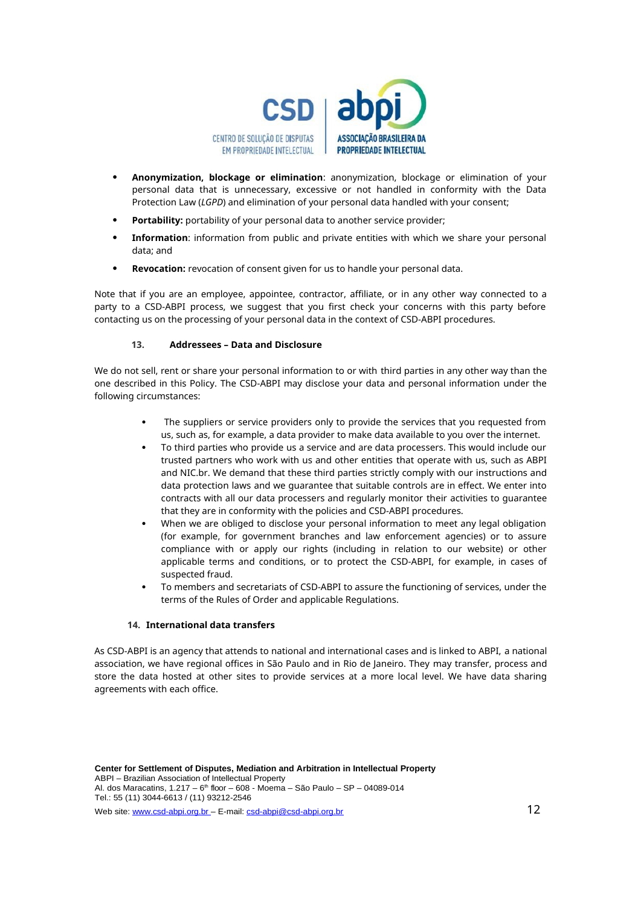- **Anonymization, blockage or elimination**: anonymization, blockage or elimination of your personal data that is unnecessary, excessive or not handled in conformity with the Data Protection Law (*LGPD*) and elimination of your personal data handled with your consent;
- **Portability:** portability of your personal data to another service provider;
- **Information**: information from public and private entities with which we share your personal data; and
- **Revocation:** revocation of consent given for us to handle your personal data.

Note that if you are an employee, appointee, contractor, affiliate, or in any other way connected to a party to a CSD-ABPI process, we suggest that you first check your concerns with this party before contacting us on the processing of your personal data in the context of CSD-ABPI procedures.

### 13. Addressees – Data and Disclosure

We do not sell, rent or share your personal information to or with third parties in any other way than the one described in this Policy. The CSD-ABPI may disclose your data and personal information under the following circumstances:

- The suppliers or service providers only to provide the services that you requested from us, such as, for example, a data provider to make data available to you over the internet.
- To third parties who provide us a service and are data processers. This would include our trusted partners who work with us and other entities that operate with us, such as ABPI and NIC.br. We demand that these third parties strictly comply with our instructions and data protection laws and we guarantee that suitable controls are in effect. We enter into contracts with all our data processers and regularly monitor their activities to guarantee that they are in conformity with the policies and CSD-ABPI procedures.
- When we are obliged to disclose your personal information to meet any legal obligation (for example, for government branches and law enforcement agencies) or to assure compliance with or apply our rights (including in relation to our website) or other applicable terms and conditions, or to protect the CSD-ABPI, for example, in cases of suspected fraud.
- To members and secretariats of CSD-ABPI to assure the functioning of services, under the terms of the Rules of Order and applicable Regulations.

### 14. International data transfers

As CSD-ABPI is an agency that attends to national and international cases and is linked to ABPI, a national association, we have regional offices in São Paulo and in Rio de Janeiro. They may transfer, process and store the data hosted at other sites to provide services at a more local level. We have data sharing agreements with each office.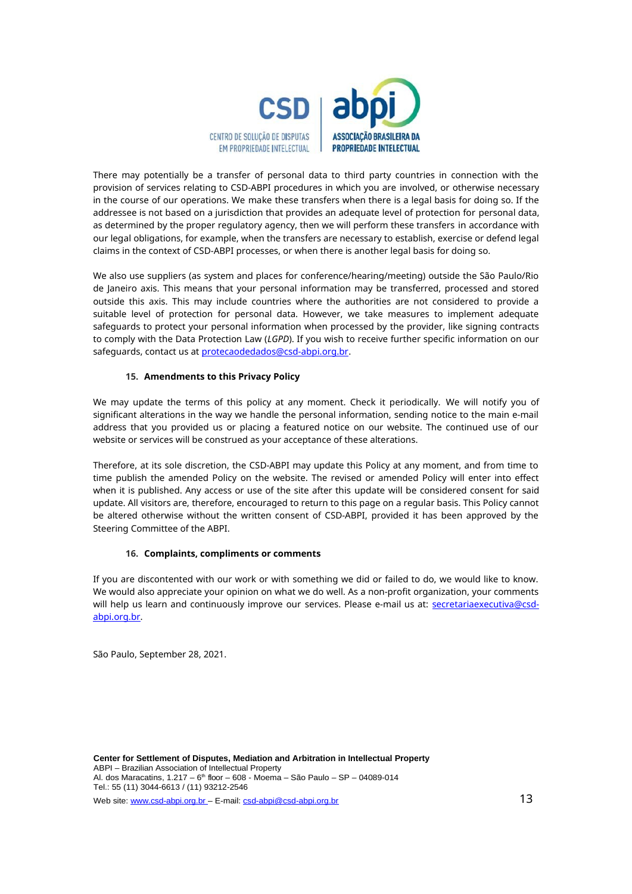There may potentially be a transfer of personal data to third party countries in connection with the provision of services relating to CSD-ABPI procedures in which you are involved, or otherwise necessary in the course of our operations. We make these transfers when there is a legal basis for doing so. If the addressee is not based on a jurisdiction that provides an adequate level of protection for personal data, as determined by the proper regulatory agency, then we will perform these transfers in accordance with our legal obligations, for example, when the transfers are necessary to establish, exercise or defend legal claims in the context of CSD-ABPI processes, or when there is another legal basis for doing so.

We also use suppliers (as system and places for conference/hearing/meeting) outside the São Paulo/Rio de Janeiro axis. This means that your personal information may be transferred, processed and stored outside this axis. This may include countries where the authorities are not considered to provide a suitable level of protection for personal data. However, we take measures to implement adequate safeguards to protect your personal information when processed by the provider, like signing contracts to comply with the Data Protection Law (*LGPD*). If you wish to receive further specific information on our safeguards, contact us at protecaodedados@csd-abpi.org.br.

## 15. Amendments to this Privacy Policy

We may update the terms of this policy at any moment. Check it periodically. We will notify you of significant alterations in the way we handle the personal information, sending notice to the main e-mail address that you provided us or placing a featured notice on our website. The continued use of our website or services will be construed as your acceptance of these alterations.

Therefore, at its sole discretion, the CSD-ABPI may update this Policy at any moment, and from time to time publish the amended Policy on the website. The revised or amended Policy will enter into effect when it is published. Any access or use of the site after this update will be considered consent for said update. All visitors are, therefore, encouraged to return to this page on a regular basis. This Policy cannot be altered otherwise without the written consent of CSD-ABPI, provided it has been approved by the Steering Committee of the ABPI.

## 16. Complaints, compliments or comments

If you are discontented with our work or with something we did or failed to do, we would like to know. We would also appreciate your opinion on what we do well. As a non-profit organization, your comments will help us learn and continuously improve our services. Please e-mail us at: secretariaexecutiva@csd-abpi.org.br.

São Paulo, September 28, 2021.